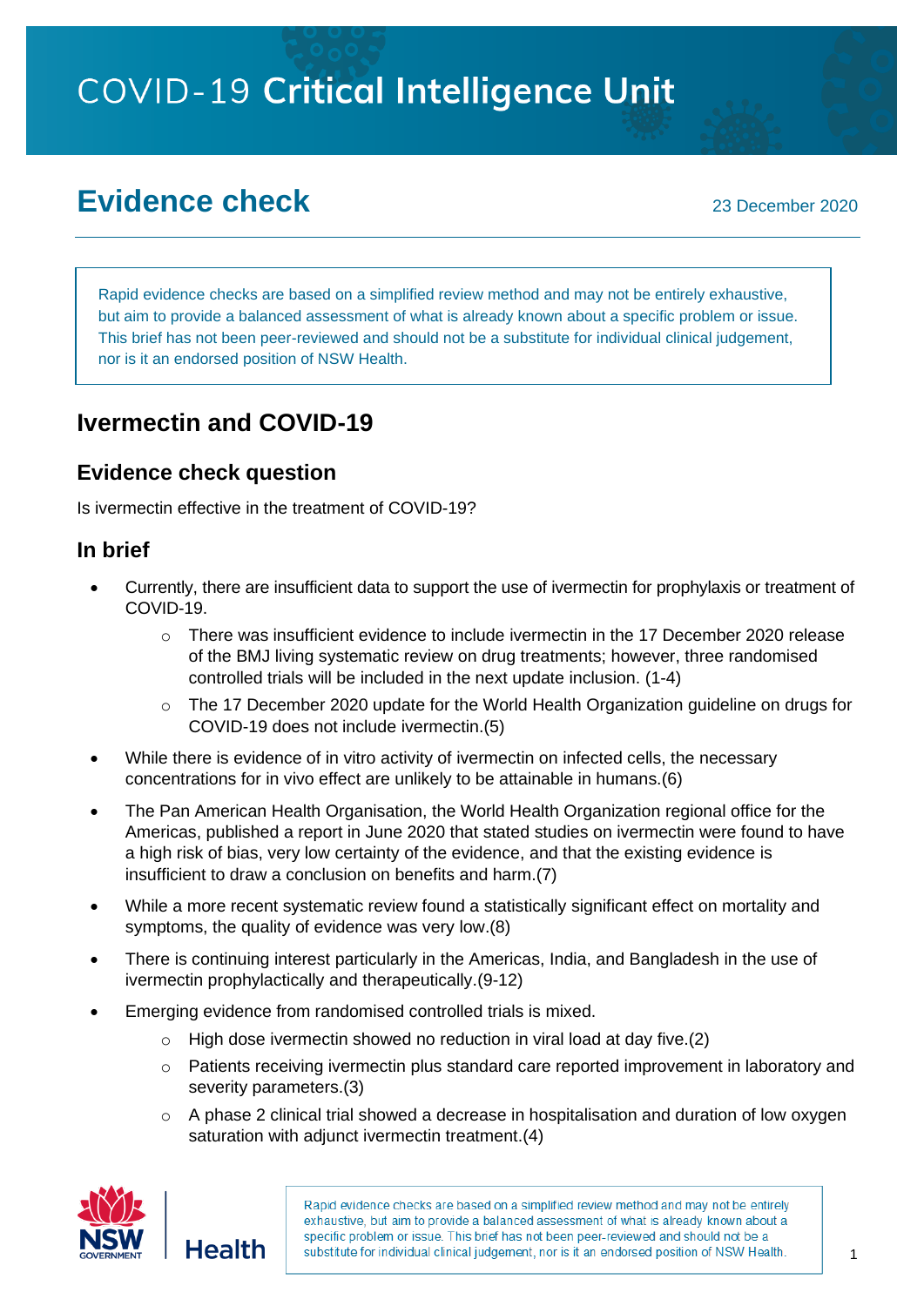# COVID-19 Critical Intelligence Unit

## Evidence check

23 December 2020

Rapid evidence checks are based on a simplified review method and may not be entirely exhaustive, but aim to provide a balanced assessment of what is already known about a specific problem or issue. This brief has not been peer-reviewed and should not be a substitute for individual clinical judgement, nor is it an endorsed position of NSW Health.

## Ivermectin and COVID-19

### Evidence check question

Is ivermectin effective in the treatment of COVID-19?

### In brief

- Currently, there are insufficient data to support the use of ivermectin for prophylaxis or treatment of COVID-19.
  - There was insufficient evidence to include ivermectin in the 17 December 2020 release of the BMJ living systematic review on drug treatments; however, three randomised controlled trials will be included in the next update inclusion. (1-4)
  - The 17 December 2020 update for the World Health Organization guideline on drugs for COVID-19 does not include ivermectin.(5)
- While there is evidence of in vitro activity of ivermectin on infected cells, the necessary concentrations for in vivo effect are unlikely to be attainable in humans.(6)
- The Pan American Health Organisation, the World Health Organization regional office for the Americas, published a report in June 2020 that stated studies on ivermectin were found to have a high risk of bias, very low certainty of the evidence, and that the existing evidence is insufficient to draw a conclusion on benefits and harm.(7)
- While a more recent systematic review found a statistically significant effect on mortality and symptoms, the quality of evidence was very low.(8)
- There is continuing interest particularly in the Americas, India, and Bangladesh in the use of ivermectin prophylactically and therapeutically.(9-12)
- Emerging evidence from randomised controlled trials is mixed.
  - High dose ivermectin showed no reduction in viral load at day five.(2)
  - Patients receiving ivermectin plus standard care reported improvement in laboratory and severity parameters.(3)
  - A phase 2 clinical trial showed a decrease in hospitalisation and duration of low oxygen saturation with adjunct ivermectin treatment.(4)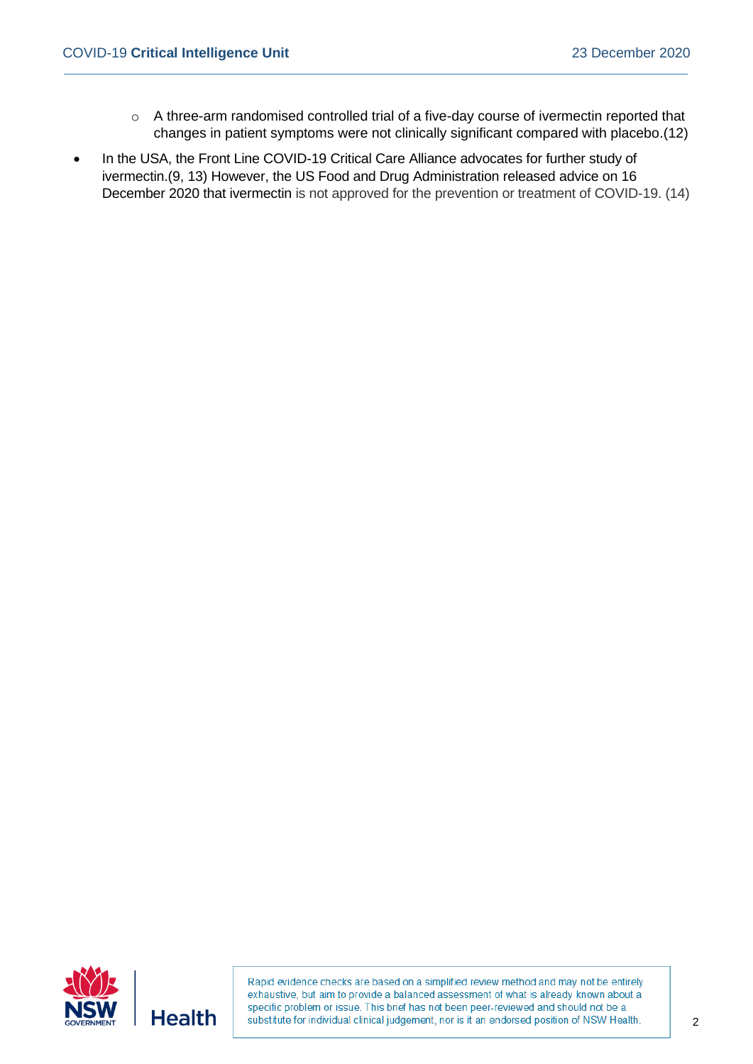- A three-arm randomised controlled trial of a five-day course of ivermectin reported that changes in patient symptoms were not clinically significant compared with placebo.(12)
- In the USA, the Front Line COVID-19 Critical Care Alliance advocates for further study of ivermectin.(9, 13) However, the US Food and Drug Administration released advice on 16 December 2020 that ivermectin is not approved for the prevention or treatment of COVID-19. (14)

Rapid evidence checks are based on a simplified review method and may not be entirely exhaustive, but aim to provide a balanced assessment of what is already known about a specific problem or issue. This brief has not been peer-reviewed and should not be a substitute for individual clinical judgement, nor is it an endorsed position of NSW Health.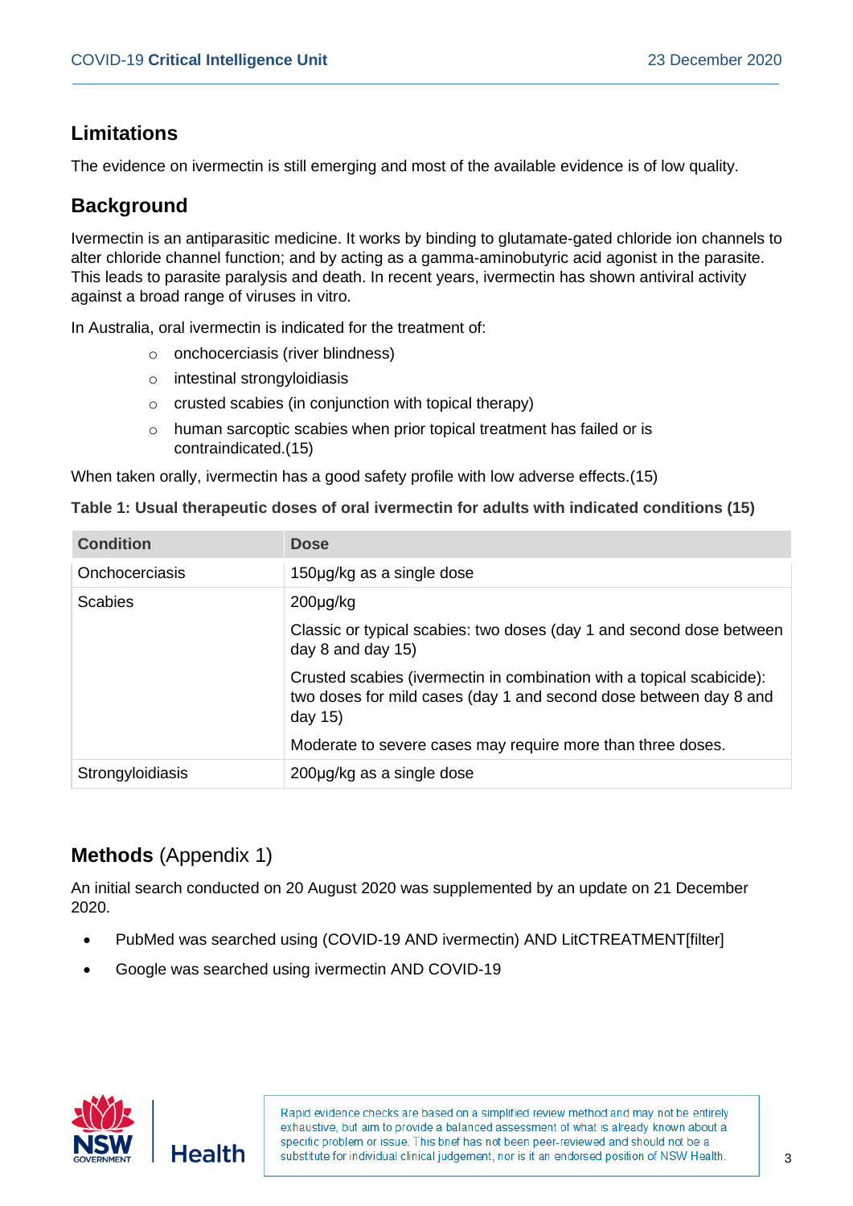## Limitations

The evidence on ivermectin is still emerging and most of the available evidence is of low quality.

## Background

Ivermectin is an antiparasitic medicine. It works by binding to glutamate-gated chloride ion channels to alter chloride channel function; and by acting as a gamma-aminobutyric acid agonist in the parasite. This leads to parasite paralysis and death. In recent years, ivermectin has shown antiviral activity against a broad range of viruses in vitro.

In Australia, oral ivermectin is indicated for the treatment of:

- onchocerciasis (river blindness)
- intestinal strongyloidiasis
- crusted scabies (in conjunction with topical therapy)
- human sarcoptic scabies when prior topical treatment has failed or is contraindicated.(15)

When taken orally, ivermectin has a good safety profile with low adverse effects.(15)

**Table 1: Usual therapeutic doses of oral ivermectin for adults with indicated conditions (15)**

| Condition | Dose |
|---|---|
| Onchocerciasis | 150μg/kg as a single dose |
| Scabies | 200μg/kg<br><br>Classic or typical scabies: two doses (day 1 and second dose between day 8 and day 15)<br><br>Crusted scabies (ivermectin in combination with a topical scabicide): two doses for mild cases (day 1 and second dose between day 8 and day 15)<br><br>Moderate to severe cases may require more than three doses. |
| Strongyloidiasis | 200μg/kg as a single dose |

## Methods (Appendix 1)

An initial search conducted on 20 August 2020 was supplemented by an update on 21 December 2020.

- PubMed was searched using (COVID-19 AND ivermectin) AND LitCTREATMENT[filter]
- Google was searched using ivermectin AND COVID-19

Rapid evidence checks are based on a simplified review method and may not be entirely exhaustive, but aim to provide a balanced assessment of what is already known about a specific problem or issue. This brief has not been peer-reviewed and should not be a substitute for individual clinical judgement, nor is it an endorsed position of NSW Health.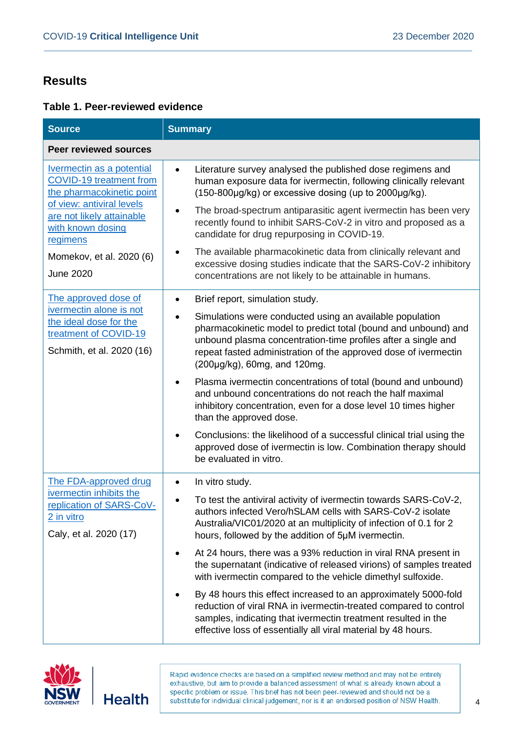## Results

### Table 1. Peer-reviewed evidence

| Source | Summary |
|---|---|
| **Peer reviewed sources** | |
| Ivermectin as a potential COVID-19 treatment from the pharmacokinetic point of view: antiviral levels are not likely attainable with known dosing regimens<br><br>Momekov, et al. 2020 (6)<br><br>June 2020 | • Literature survey analysed the published dose regimens and human exposure data for ivermectin, following clinically relevant (150-800µg/kg) or excessive dosing (up to 2000µg/kg).<br>• The broad-spectrum antiparasitic agent ivermectin has been very recently found to inhibit SARS-CoV-2 in vitro and proposed as a candidate for drug repurposing in COVID-19.<br>• The available pharmacokinetic data from clinically relevant and excessive dosing studies indicate that the SARS-CoV-2 inhibitory concentrations are not likely to be attainable in humans. |
| The approved dose of ivermectin alone is not the ideal dose for the treatment of COVID-19<br><br>Schmith, et al. 2020 (16) | • Brief report, simulation study.<br>• Simulations were conducted using an available population pharmacokinetic model to predict total (bound and unbound) and unbound plasma concentration-time profiles after a single and repeat fasted administration of the approved dose of ivermectin (200µg/kg), 60mg, and 120mg.<br>• Plasma ivermectin concentrations of total (bound and unbound) and unbound concentrations do not reach the half maximal inhibitory concentration, even for a dose level 10 times higher than the approved dose.<br>• Conclusions: the likelihood of a successful clinical trial using the approved dose of ivermectin is low. Combination therapy should be evaluated in vitro. |
| The FDA-approved drug ivermectin inhibits the replication of SARS-CoV-2 in vitro<br><br>Caly, et al. 2020 (17) | • In vitro study.<br>• To test the antiviral activity of ivermectin towards SARS-CoV-2, authors infected Vero/hSLAM cells with SARS-CoV-2 isolate Australia/VIC01/2020 at an multiplicity of infection of 0.1 for 2 hours, followed by the addition of 5µM ivermectin.<br>• At 24 hours, there was a 93% reduction in viral RNA present in the supernatant (indicative of released virions) of samples treated with ivermectin compared to the vehicle dimethyl sulfoxide.<br>• By 48 hours this effect increased to an approximately 5000-fold reduction of viral RNA in ivermectin-treated compared to control samples, indicating that ivermectin treatment resulted in the effective loss of essentially all viral material by 48 hours. |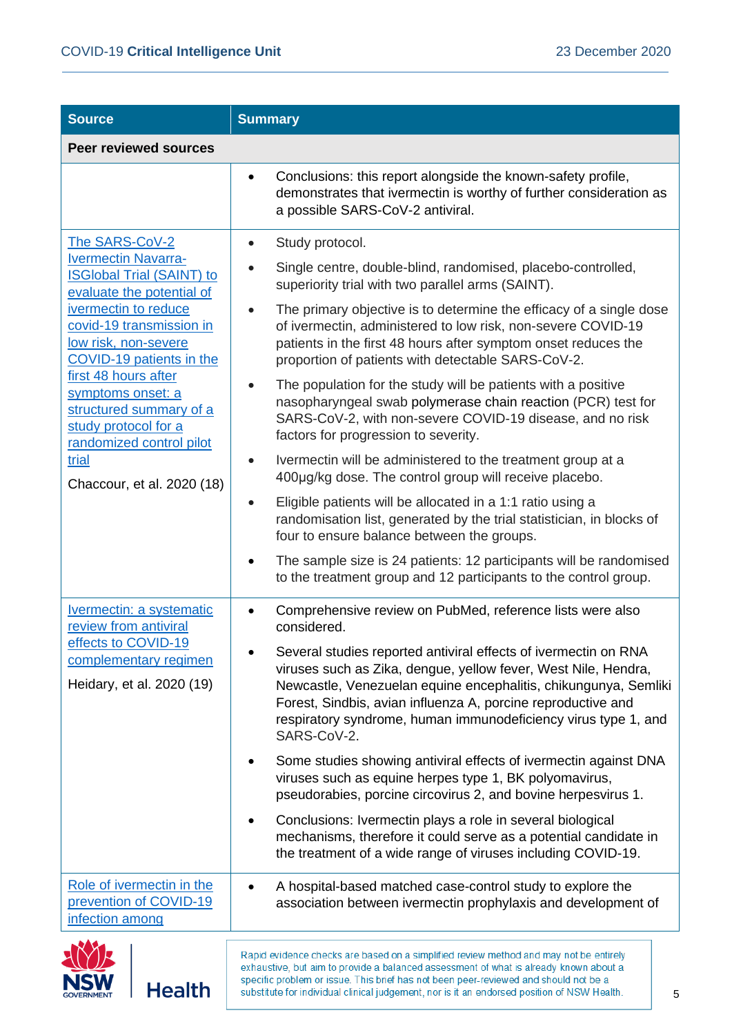| Source | Summary |
|---|---|
| **Peer reviewed sources** | |
| | • Conclusions: this report alongside the known-safety profile, demonstrates that ivermectin is worthy of further consideration as a possible SARS-CoV-2 antiviral. |
| The SARS-CoV-2 Ivermectin Navarra-ISGlobal Trial (SAINT) to evaluate the potential of ivermectin to reduce covid-19 transmission in low risk, non-severe COVID-19 patients in the first 48 hours after symptoms onset: a structured summary of a study protocol for a randomized control pilot trial<br><br>Chaccour, et al. 2020 (18) | • Study protocol.<br>• Single centre, double-blind, randomised, placebo-controlled, superiority trial with two parallel arms (SAINT).<br>• The primary objective is to determine the efficacy of a single dose of ivermectin, administered to low risk, non-severe COVID-19 patients in the first 48 hours after symptom onset reduces the proportion of patients with detectable SARS-CoV-2.<br>• The population for the study will be patients with a positive nasopharyngeal swab polymerase chain reaction (PCR) test for SARS-CoV-2, with non-severe COVID-19 disease, and no risk factors for progression to severity.<br>• Ivermectin will be administered to the treatment group at a 400µg/kg dose. The control group will receive placebo.<br>• Eligible patients will be allocated in a 1:1 ratio using a randomisation list, generated by the trial statistician, in blocks of four to ensure balance between the groups.<br>• The sample size is 24 patients: 12 participants will be randomised to the treatment group and 12 participants to the control group. |
| Ivermectin: a systematic review from antiviral effects to COVID-19 complementary regimen<br><br>Heidary, et al. 2020 (19) | • Comprehensive review on PubMed, reference lists were also considered.<br>• Several studies reported antiviral effects of ivermectin on RNA viruses such as Zika, dengue, yellow fever, West Nile, Hendra, Newcastle, Venezuelan equine encephalitis, chikungunya, Semliki Forest, Sindbis, avian influenza A, porcine reproductive and respiratory syndrome, human immunodeficiency virus type 1, and SARS-CoV-2.<br>• Some studies showing antiviral effects of ivermectin against DNA viruses such as equine herpes type 1, BK polyomavirus, pseudorabies, porcine circovirus 2, and bovine herpesvirus 1.<br>• Conclusions: Ivermectin plays a role in several biological mechanisms, therefore it could serve as a potential candidate in the treatment of a wide range of viruses including COVID-19. |
| Role of ivermectin in the prevention of COVID-19 infection among | • A hospital-based matched case-control study to explore the association between ivermectin prophylaxis and development of |

Rapid evidence checks are based on a simplified review method and may not be entirely exhaustive, but aim to provide a balanced assessment of what is already known about a specific problem or issue. This brief has not been peer-reviewed and should not be a substitute for individual clinical judgement, nor is it an endorsed position of NSW Health.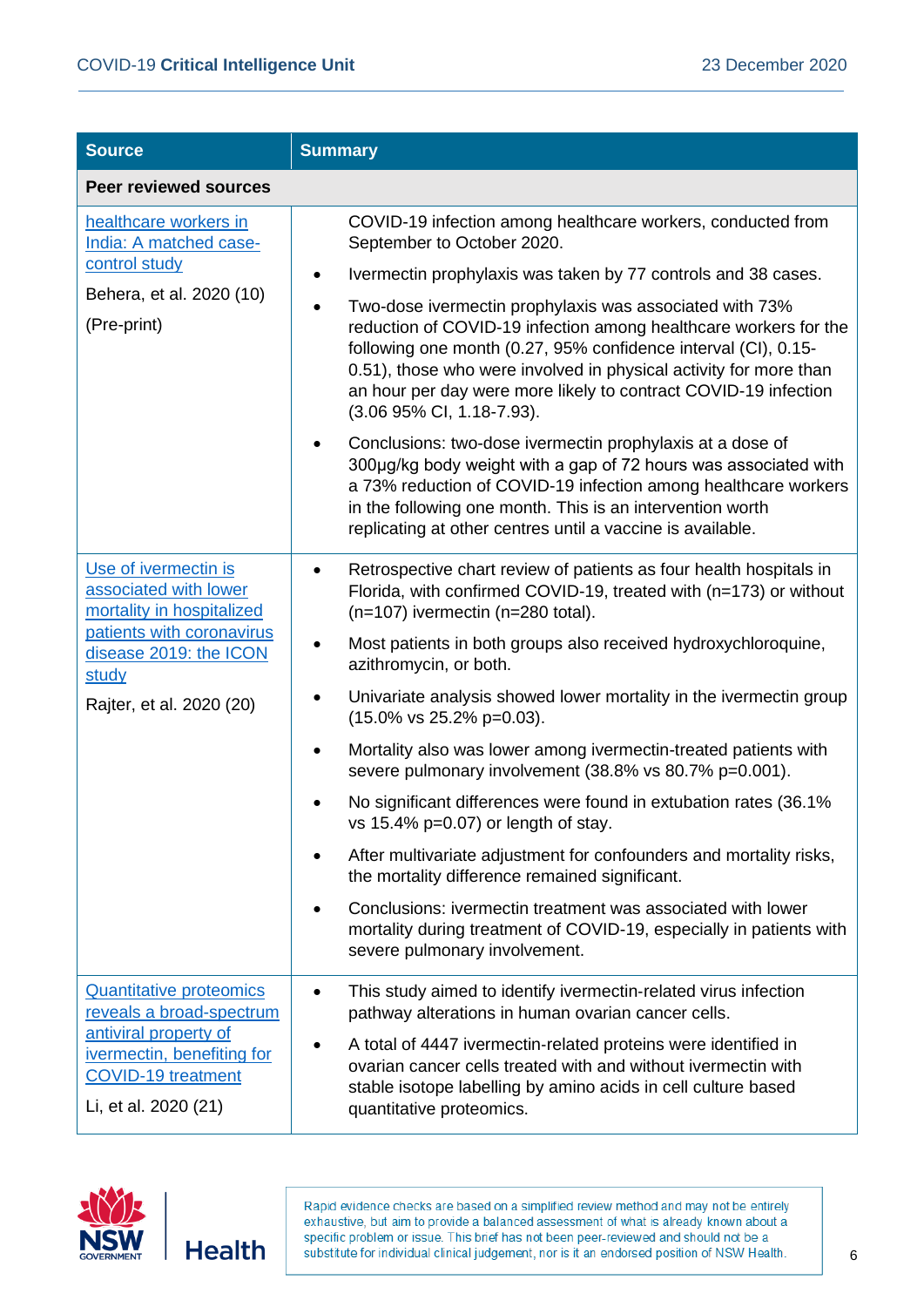| Source | Summary |
|---|---|
| **Peer reviewed sources** | |
| healthcare workers in India: A matched case-control study<br><br>Behera, et al. 2020 (10)<br><br>(Pre-print) | COVID-19 infection among healthcare workers, conducted from September to October 2020.<br>• Ivermectin prophylaxis was taken by 77 controls and 38 cases.<br>• Two-dose ivermectin prophylaxis was associated with 73% reduction of COVID-19 infection among healthcare workers for the following one month (0.27, 95% confidence interval (CI), 0.15-0.51), those who were involved in physical activity for more than an hour per day were more likely to contract COVID-19 infection (3.06 95% CI, 1.18-7.93).<br>• Conclusions: two-dose ivermectin prophylaxis at a dose of 300µg/kg body weight with a gap of 72 hours was associated with a 73% reduction of COVID-19 infection among healthcare workers in the following one month. This is an intervention worth replicating at other centres until a vaccine is available. |
| Use of ivermectin is associated with lower mortality in hospitalized patients with coronavirus disease 2019: the ICON study<br><br>Rajter, et al. 2020 (20) | • Retrospective chart review of patients as four health hospitals in Florida, with confirmed COVID-19, treated with (n=173) or without (n=107) ivermectin (n=280 total).<br>• Most patients in both groups also received hydroxychloroquine, azithromycin, or both.<br>• Univariate analysis showed lower mortality in the ivermectin group (15.0% vs 25.2% p=0.03).<br>• Mortality also was lower among ivermectin-treated patients with severe pulmonary involvement (38.8% vs 80.7% p=0.001).<br>• No significant differences were found in extubation rates (36.1% vs 15.4% p=0.07) or length of stay.<br>• After multivariate adjustment for confounders and mortality risks, the mortality difference remained significant.<br>• Conclusions: ivermectin treatment was associated with lower mortality during treatment of COVID-19, especially in patients with severe pulmonary involvement. |
| Quantitative proteomics reveals a broad-spectrum antiviral property of ivermectin, benefiting for COVID-19 treatment<br><br>Li, et al. 2020 (21) | • This study aimed to identify ivermectin-related virus infection pathway alterations in human ovarian cancer cells.<br>• A total of 4447 ivermectin-related proteins were identified in ovarian cancer cells treated with and without ivermectin with stable isotope labelling by amino acids in cell culture based quantitative proteomics. |

Rapid evidence checks are based on a simplified review method and may not be entirely exhaustive, but aim to provide a balanced assessment of what is already known about a specific problem or issue. This brief has not been peer-reviewed and should not be a substitute for individual clinical judgement, nor is it an endorsed position of NSW Health.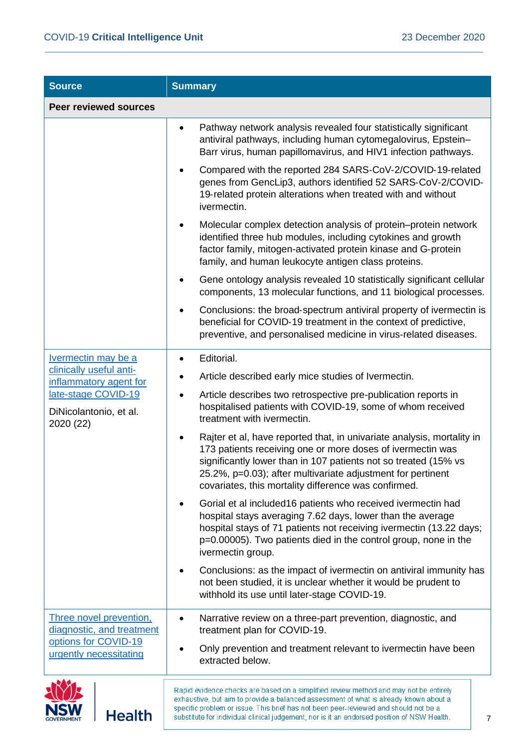| Source | Summary |
|---|---|
| **Peer reviewed sources** | |
| | • Pathway network analysis revealed four statistically significant antiviral pathways, including human cytomegalovirus, Epstein–Barr virus, human papillomavirus, and HIV1 infection pathways.<br>• Compared with the reported 284 SARS-CoV-2/COVID-19-related genes from GencLip3, authors identified 52 SARS-CoV-2/COVID-19-related protein alterations when treated with and without ivermectin.<br>• Molecular complex detection analysis of protein–protein network identified three hub modules, including cytokines and growth factor family, mitogen-activated protein kinase and G-protein family, and human leukocyte antigen class proteins.<br>• Gene ontology analysis revealed 10 statistically significant cellular components, 13 molecular functions, and 11 biological processes.<br>• Conclusions: the broad-spectrum antiviral property of ivermectin is beneficial for COVID-19 treatment in the context of predictive, preventive, and personalised medicine in virus-related diseases. |
| Ivermectin may be a clinically useful anti-inflammatory agent for late-stage COVID-19<br><br>DiNicolantonio, et al. 2020 (22) | • Editorial.<br>• Article described early mice studies of Ivermectin.<br>• Article describes two retrospective pre-publication reports in hospitalised patients with COVID-19, some of whom received treatment with ivermectin.<br>• Rajter et al, have reported that, in univariate analysis, mortality in 173 patients receiving one or more doses of ivermectin was significantly lower than in 107 patients not so treated (15% vs 25.2%, p=0.03); after multivariate adjustment for pertinent covariates, this mortality difference was confirmed.<br>• Gorial et al included16 patients who received ivermectin had hospital stays averaging 7.62 days, lower than the average hospital stays of 71 patients not receiving ivermectin (13.22 days; p=0.00005). Two patients died in the control group, none in the ivermectin group.<br>• Conclusions: as the impact of ivermectin on antiviral immunity has not been studied, it is unclear whether it would be prudent to withhold its use until later-stage COVID-19. |
| Three novel prevention, diagnostic, and treatment options for COVID-19 urgently necessitating | • Narrative review on a three-part prevention, diagnostic, and treatment plan for COVID-19.<br>• Only prevention and treatment relevant to ivermectin have been extracted below. |

Rapid evidence checks are based on a simplified review method and may not be entirely exhaustive, but aim to provide a balanced assessment of what is already known about a specific problem or issue. This brief has not been peer-reviewed and should not be a substitute for individual clinical judgement, nor is it an endorsed position of NSW Health.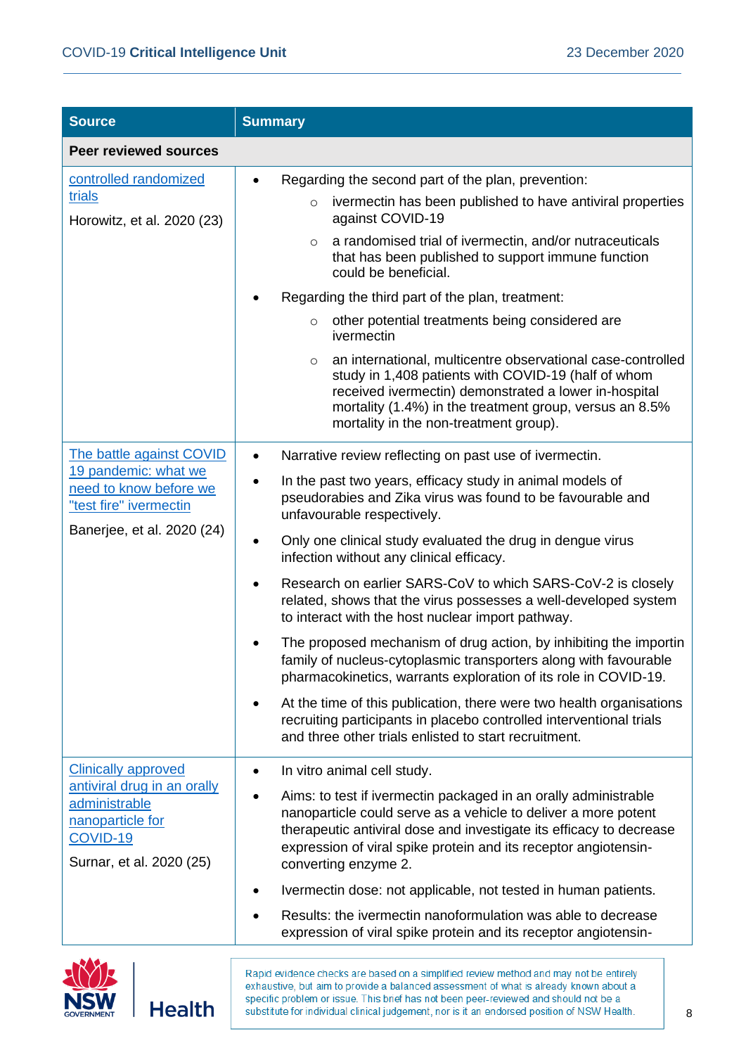| Source | Summary |
|---|---|
| **Peer reviewed sources** | |
| controlled randomized trials<br><br>Horowitz, et al. 2020 (23) | • Regarding the second part of the plan, prevention:<br>  ○ ivermectin has been published to have antiviral properties against COVID-19<br>  ○ a randomised trial of ivermectin, and/or nutraceuticals that has been published to support immune function could be beneficial.<br>• Regarding the third part of the plan, treatment:<br>  ○ other potential treatments being considered are ivermectin<br>  ○ an international, multicentre observational case-controlled study in 1,408 patients with COVID-19 (half of whom received ivermectin) demonstrated a lower in-hospital mortality (1.4%) in the treatment group, versus an 8.5% mortality in the non-treatment group). |
| The battle against COVID 19 pandemic: what we need to know before we "test fire" ivermectin<br><br>Banerjee, et al. 2020 (24) | • Narrative review reflecting on past use of ivermectin.<br>• In the past two years, efficacy study in animal models of pseudorabies and Zika virus was found to be favourable and unfavourable respectively.<br>• Only one clinical study evaluated the drug in dengue virus infection without any clinical efficacy.<br>• Research on earlier SARS-CoV to which SARS-CoV-2 is closely related, shows that the virus possesses a well-developed system to interact with the host nuclear import pathway.<br>• The proposed mechanism of drug action, by inhibiting the importin family of nucleus-cytoplasmic transporters along with favourable pharmacokinetics, warrants exploration of its role in COVID-19.<br>• At the time of this publication, there were two health organisations recruiting participants in placebo controlled interventional trials and three other trials enlisted to start recruitment. |
| Clinically approved antiviral drug in an orally administrable nanoparticle for COVID-19<br><br>Surnar, et al. 2020 (25) | • In vitro animal cell study.<br>• Aims: to test if ivermectin packaged in an orally administrable nanoparticle could serve as a vehicle to deliver a more potent therapeutic antiviral dose and investigate its efficacy to decrease expression of viral spike protein and its receptor angiotensin-converting enzyme 2.<br>• Ivermectin dose: not applicable, not tested in human patients.<br>• Results: the ivermectin nanoformulation was able to decrease expression of viral spike protein and its receptor angiotensin- |

Rapid evidence checks are based on a simplified review method and may not be entirely exhaustive, but aim to provide a balanced assessment of what is already known about a specific problem or issue. This brief has not been peer-reviewed and should not be a substitute for individual clinical judgement, nor is it an endorsed position of NSW Health.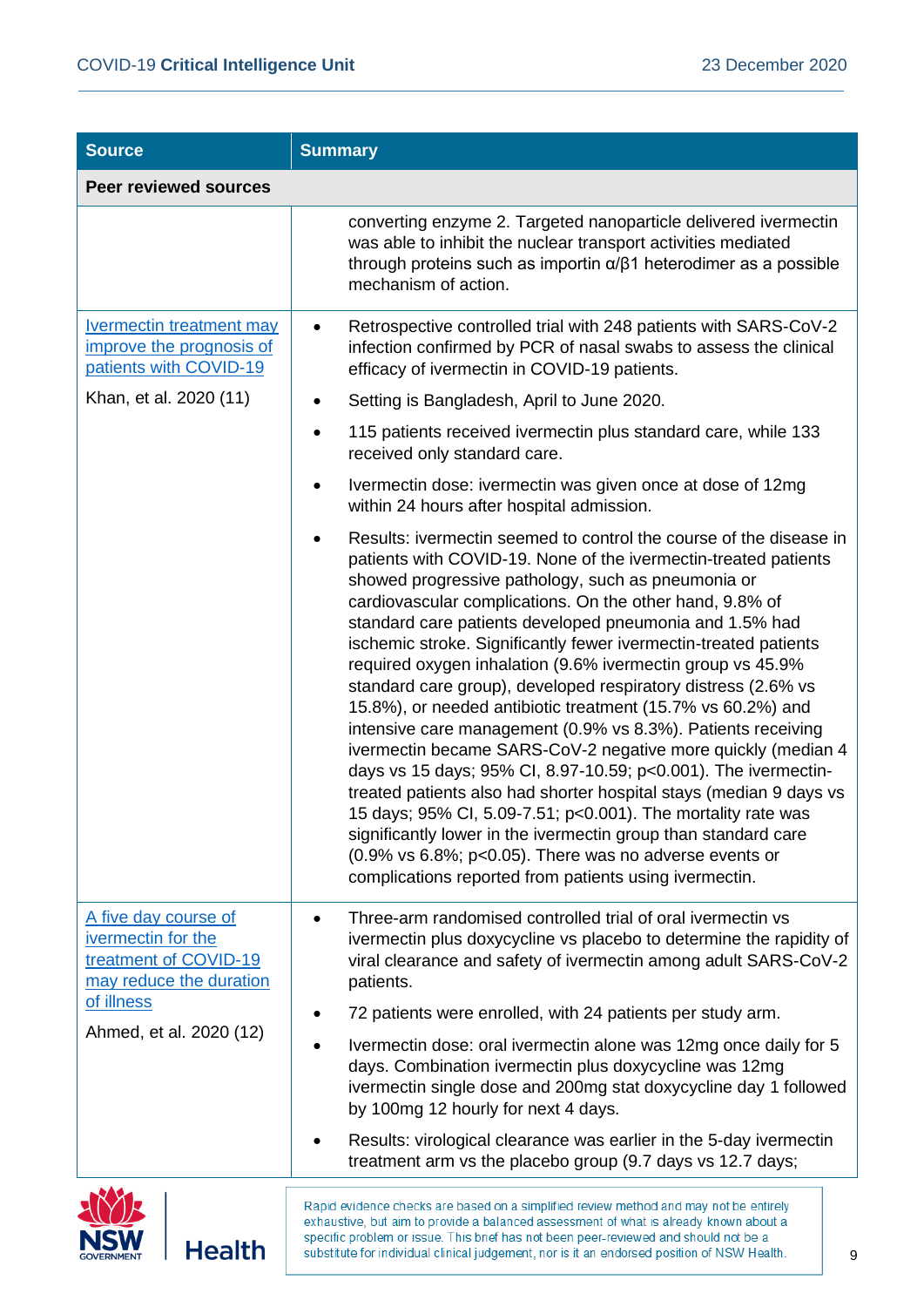| Source | Summary |
| --- | --- |
| **Peer reviewed sources** | |
| | converting enzyme 2. Targeted nanoparticle delivered ivermectin was able to inhibit the nuclear transport activities mediated through proteins such as importin α/β1 heterodimer as a possible mechanism of action. |
| Ivermectin treatment may improve the prognosis of patients with COVID-19<br><br>Khan, et al. 2020 (11) | • Retrospective controlled trial with 248 patients with SARS-CoV-2 infection confirmed by PCR of nasal swabs to assess the clinical efficacy of ivermectin in COVID-19 patients.<br>• Setting is Bangladesh, April to June 2020.<br>• 115 patients received ivermectin plus standard care, while 133 received only standard care.<br>• Ivermectin dose: ivermectin was given once at dose of 12mg within 24 hours after hospital admission.<br>• Results: ivermectin seemed to control the course of the disease in patients with COVID-19. None of the ivermectin-treated patients showed progressive pathology, such as pneumonia or cardiovascular complications. On the other hand, 9.8% of standard care patients developed pneumonia and 1.5% had ischemic stroke. Significantly fewer ivermectin-treated patients required oxygen inhalation (9.6% ivermectin group vs 45.9% standard care group), developed respiratory distress (2.6% vs 15.8%), or needed antibiotic treatment (15.7% vs 60.2%) and intensive care management (0.9% vs 8.3%). Patients receiving ivermectin became SARS-CoV-2 negative more quickly (median 4 days vs 15 days; 95% CI, 8.97-10.59; $p<0.001$). The ivermectin-treated patients also had shorter hospital stays (median 9 days vs 15 days; 95% CI, 5.09-7.51; $p<0.001$). The mortality rate was significantly lower in the ivermectin group than standard care (0.9% vs 6.8%; $p<0.05$). There was no adverse events or complications reported from patients using ivermectin. |
| A five day course of ivermectin for the treatment of COVID-19 may reduce the duration of illness<br><br>Ahmed, et al. 2020 (12) | • Three-arm randomised controlled trial of oral ivermectin vs ivermectin plus doxycycline vs placebo to determine the rapidity of viral clearance and safety of ivermectin among adult SARS-CoV-2 patients.<br>• 72 patients were enrolled, with 24 patients per study arm.<br>• Ivermectin dose: oral ivermectin alone was 12mg once daily for 5 days. Combination ivermectin plus doxycycline was 12mg ivermectin single dose and 200mg stat doxycycline day 1 followed by 100mg 12 hourly for next 4 days.<br>• Results: virological clearance was earlier in the 5-day ivermectin treatment arm vs the placebo group (9.7 days vs 12.7 days; |

Rapid evidence checks are based on a simplified review method and may not be entirely exhaustive, but aim to provide a balanced assessment of what is already known about a specific problem or issue. This brief has not been peer-reviewed and should not be a substitute for individual clinical judgement, nor is it an endorsed position of NSW Health.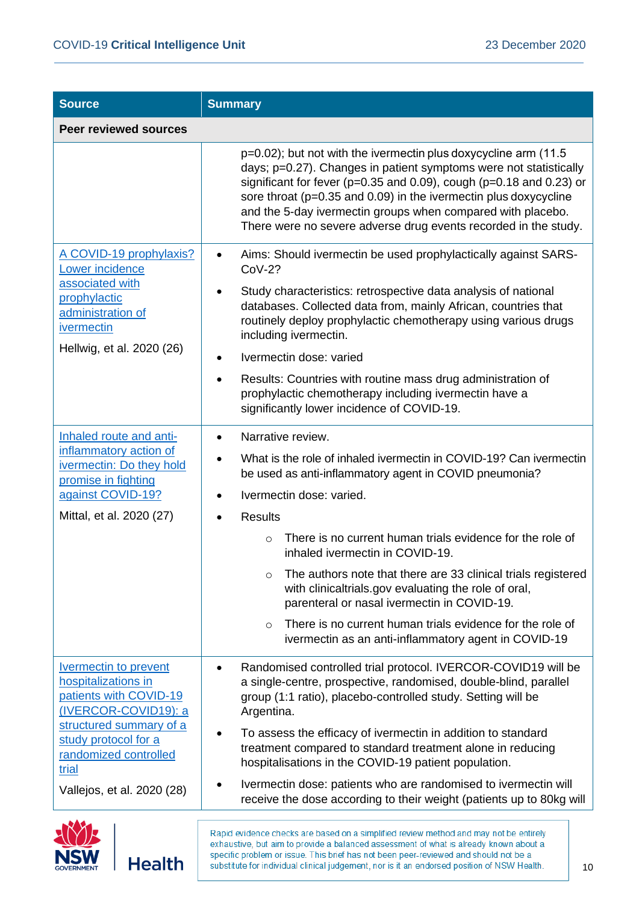| Source | Summary |
|---|---|
| **Peer reviewed sources** | |
| | p=0.02); but not with the ivermectin plus doxycycline arm (11.5 days; p=0.27). Changes in patient symptoms were not statistically significant for fever (p=0.35 and 0.09), cough (p=0.18 and 0.23) or sore throat (p=0.35 and 0.09) in the ivermectin plus doxycycline and the 5-day ivermectin groups when compared with placebo. There were no severe adverse drug events recorded in the study. |
| A COVID-19 prophylaxis? Lower incidence associated with prophylactic administration of ivermectin<br><br>Hellwig, et al. 2020 (26) | • Aims: Should ivermectin be used prophylactically against SARS-CoV-2?<br>• Study characteristics: retrospective data analysis of national databases. Collected data from, mainly African, countries that routinely deploy prophylactic chemotherapy using various drugs including ivermectin.<br>• Ivermectin dose: varied<br>• Results: Countries with routine mass drug administration of prophylactic chemotherapy including ivermectin have a significantly lower incidence of COVID-19. |
| Inhaled route and anti-inflammatory action of ivermectin: Do they hold promise in fighting against COVID-19?<br><br>Mittal, et al. 2020 (27) | • Narrative review.<br>• What is the role of inhaled ivermectin in COVID-19? Can ivermectin be used as anti-inflammatory agent in COVID pneumonia?<br>• Ivermectin dose: varied.<br>• Results<br>  ○ There is no current human trials evidence for the role of inhaled ivermectin in COVID-19.<br>  ○ The authors note that there are 33 clinical trials registered with clinicaltrials.gov evaluating the role of oral, parenteral or nasal ivermectin in COVID-19.<br>  ○ There is no current human trials evidence for the role of ivermectin as an anti-inflammatory agent in COVID-19 |
| Ivermectin to prevent hospitalizations in patients with COVID-19 (IVERCOR-COVID19): a structured summary of a study protocol for a randomized controlled trial<br><br>Vallejos, et al. 2020 (28) | • Randomised controlled trial protocol. IVERCOR-COVID19 will be a single-centre, prospective, randomised, double-blind, parallel group (1:1 ratio), placebo-controlled study. Setting will be Argentina.<br>• To assess the efficacy of ivermectin in addition to standard treatment compared to standard treatment alone in reducing hospitalisations in the COVID-19 patient population.<br>• Ivermectin dose: patients who are randomised to ivermectin will receive the dose according to their weight (patients up to 80kg will |

Rapid evidence checks are based on a simplified review method and may not be entirely exhaustive, but aim to provide a balanced assessment of what is already known about a specific problem or issue. This brief has not been peer-reviewed and should not be a substitute for individual clinical judgement, nor is it an endorsed position of NSW Health.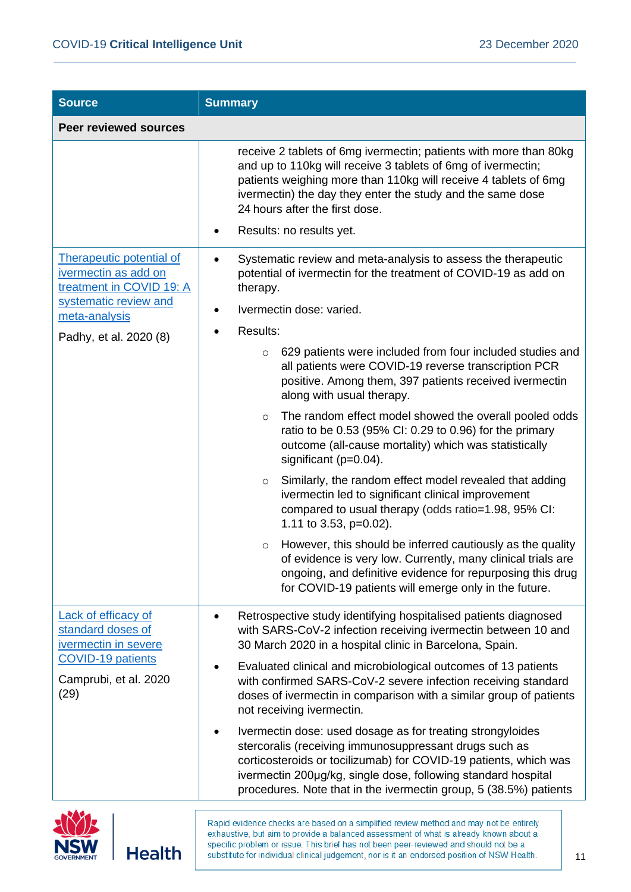| Source | Summary |
| --- | --- |
| **Peer reviewed sources** | |
| | receive 2 tablets of 6mg ivermectin; patients with more than 80kg and up to 110kg will receive 3 tablets of 6mg of ivermectin; patients weighing more than 110kg will receive 4 tablets of 6mg ivermectin) the day they enter the study and the same dose 24 hours after the first dose. <br> • Results: no results yet. |
| [Therapeutic potential of ivermectin as add on treatment in COVID 19: A systematic review and meta-analysis]() <br><br> Padhy, et al. 2020 (8) | • Systematic review and meta-analysis to assess the therapeutic potential of ivermectin for the treatment of COVID-19 as add on therapy. <br> • Ivermectin dose: varied. <br> • Results: <br> ○ 629 patients were included from four included studies and all patients were COVID-19 reverse transcription PCR positive. Among them, 397 patients received ivermectin along with usual therapy. <br> ○ The random effect model showed the overall pooled odds ratio to be 0.53 (95% CI: 0.29 to 0.96) for the primary outcome (all-cause mortality) which was statistically significant (p=0.04). <br> ○ Similarly, the random effect model revealed that adding ivermectin led to significant clinical improvement compared to usual therapy (odds ratio=1.98, 95% CI: 1.11 to 3.53, p=0.02). <br> ○ However, this should be inferred cautiously as the quality of evidence is very low. Currently, many clinical trials are ongoing, and definitive evidence for repurposing this drug for COVID-19 patients will emerge only in the future. |
| [Lack of efficacy of standard doses of ivermectin in severe COVID-19 patients]() <br><br> Camprubi, et al. 2020 (29) | • Retrospective study identifying hospitalised patients diagnosed with SARS-CoV-2 infection receiving ivermectin between 10 and 30 March 2020 in a hospital clinic in Barcelona, Spain. <br> • Evaluated clinical and microbiological outcomes of 13 patients with confirmed SARS-CoV-2 severe infection receiving standard doses of ivermectin in comparison with a similar group of patients not receiving ivermectin. <br> • Ivermectin dose: used dosage as for treating strongyloides stercoralis (receiving immunosuppressant drugs such as corticosteroids or tocilizumab) for COVID-19 patients, which was ivermectin 200µg/kg, single dose, following standard hospital procedures. Note that in the ivermectin group, 5 (38.5%) patients |

Rapid evidence checks are based on a simplified review method and may not be entirely exhaustive, but aim to provide a balanced assessment of what is already known about a specific problem or issue. This brief has not been peer-reviewed and should not be a substitute for individual clinical judgement, nor is it an endorsed position of NSW Health.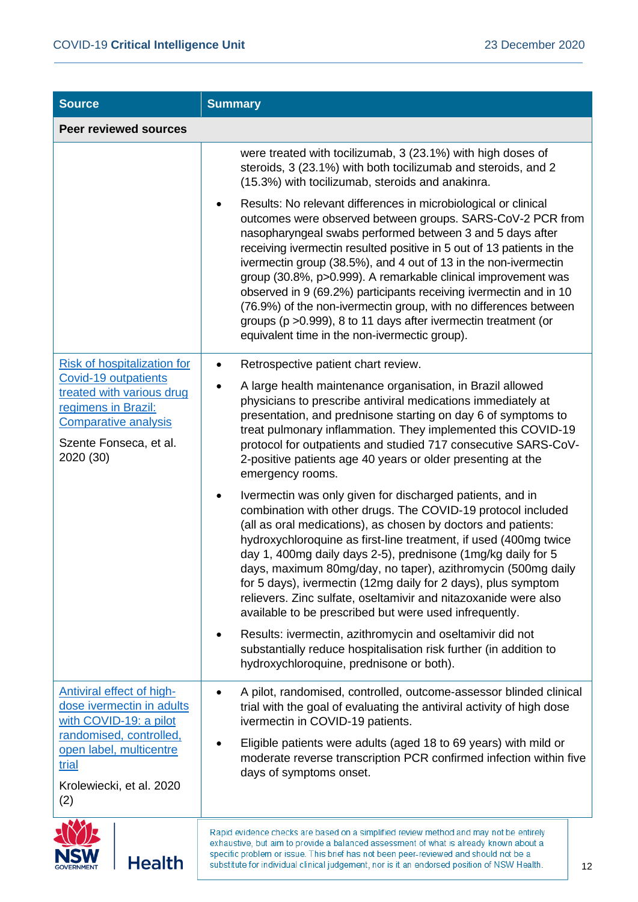| Source | Summary |
| --- | --- |
| **Peer reviewed sources** | |
| | were treated with tocilizumab, 3 (23.1%) with high doses of steroids, 3 (23.1%) with both tocilizumab and steroids, and 2 (15.3%) with tocilizumab, steroids and anakinra.<br>• Results: No relevant differences in microbiological or clinical outcomes were observed between groups. SARS-CoV-2 PCR from nasopharyngeal swabs performed between 3 and 5 days after receiving ivermectin resulted positive in 5 out of 13 patients in the ivermectin group (38.5%), and 4 out of 13 in the non-ivermectin group (30.8%, p>0.999). A remarkable clinical improvement was observed in 9 (69.2%) participants receiving ivermectin and in 10 (76.9%) of the non-ivermectin group, with no differences between groups (p >0.999), 8 to 11 days after ivermectin treatment (or equivalent time in the non-ivermectic group). |
| Risk of hospitalization for Covid-19 outpatients treated with various drug regimens in Brazil: Comparative analysis<br><br>Szente Fonseca, et al. 2020 (30) | • Retrospective patient chart review.<br>• A large health maintenance organisation, in Brazil allowed physicians to prescribe antiviral medications immediately at presentation, and prednisone starting on day 6 of symptoms to treat pulmonary inflammation. They implemented this COVID-19 protocol for outpatients and studied 717 consecutive SARS-CoV-2-positive patients age 40 years or older presenting at the emergency rooms.<br>• Ivermectin was only given for discharged patients, and in combination with other drugs. The COVID-19 protocol included (all as oral medications), as chosen by doctors and patients: hydroxychloroquine as first-line treatment, if used (400mg twice day 1, 400mg daily days 2-5), prednisone (1mg/kg daily for 5 days, maximum 80mg/day, no taper), azithromycin (500mg daily for 5 days), ivermectin (12mg daily for 2 days), plus symptom relievers. Zinc sulfate, oseltamivir and nitazoxanide were also available to be prescribed but were used infrequently.<br>• Results: ivermectin, azithromycin and oseltamivir did not substantially reduce hospitalisation risk further (in addition to hydroxychloroquine, prednisone or both). |
| Antiviral effect of high-dose ivermectin in adults with COVID-19: a pilot randomised, controlled, open label, multicentre trial<br><br>Krolewiecki, et al. 2020 (2) | • A pilot, randomised, controlled, outcome-assessor blinded clinical trial with the goal of evaluating the antiviral activity of high dose ivermectin in COVID-19 patients.<br>• Eligible patients were adults (aged 18 to 69 years) with mild or moderate reverse transcription PCR confirmed infection within five days of symptoms onset. |

Rapid evidence checks are based on a simplified review method and may not be entirely exhaustive, but aim to provide a balanced assessment of what is already known about a specific problem or issue. This brief has not been peer-reviewed and should not be a substitute for individual clinical judgement, nor is it an endorsed position of NSW Health.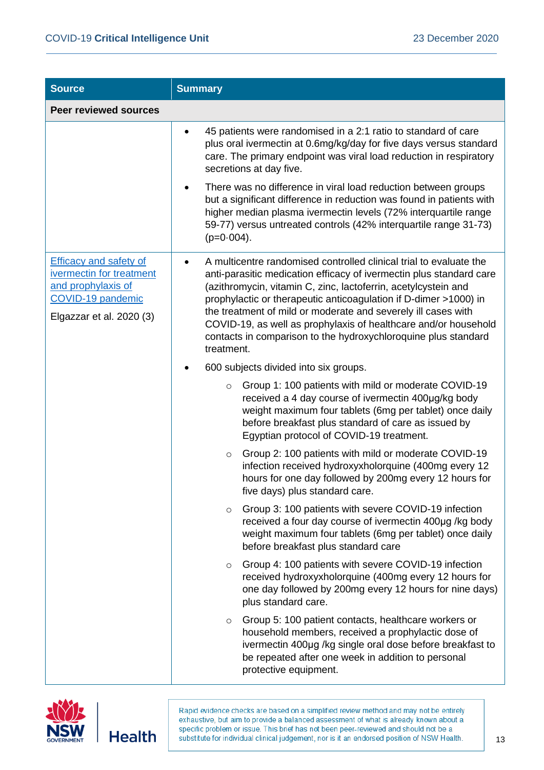| Source | Summary |
|---|---|
| **Peer reviewed sources** | |
| | • 45 patients were randomised in a 2:1 ratio to standard of care plus oral ivermectin at 0.6mg/kg/day for five days versus standard care. The primary endpoint was viral load reduction in respiratory secretions at day five.<br>• There was no difference in viral load reduction between groups but a significant difference in reduction was found in patients with higher median plasma ivermectin levels (72% interquartile range 59-77) versus untreated controls (42% interquartile range 31-73) (p=0·004). |
| Efficacy and safety of ivermectin for treatment and prophylaxis of COVID-19 pandemic<br><br>Elgazzar et al. 2020 (3) | • A multicentre randomised controlled clinical trial to evaluate the anti-parasitic medication efficacy of ivermectin plus standard care (azithromycin, vitamin C, zinc, lactoferrin, acetylcystein and prophylactic or therapeutic anticoagulation if D-dimer >1000) in the treatment of mild or moderate and severely ill cases with COVID-19, as well as prophylaxis of healthcare and/or household contacts in comparison to the hydroxychloroquine plus standard treatment.<br>• 600 subjects divided into six groups.<br>&nbsp;&nbsp;&nbsp;&nbsp;○ Group 1: 100 patients with mild or moderate COVID-19 received a 4 day course of ivermectin 400µg/kg body weight maximum four tablets (6mg per tablet) once daily before breakfast plus standard of care as issued by Egyptian protocol of COVID-19 treatment.<br>&nbsp;&nbsp;&nbsp;&nbsp;○ Group 2: 100 patients with mild or moderate COVID-19 infection received hydroxyxholorquine (400mg every 12 hours for one day followed by 200mg every 12 hours for five days) plus standard care.<br>&nbsp;&nbsp;&nbsp;&nbsp;○ Group 3: 100 patients with severe COVID-19 infection received a four day course of ivermectin 400µg /kg body weight maximum four tablets (6mg per tablet) once daily before breakfast plus standard care<br>&nbsp;&nbsp;&nbsp;&nbsp;○ Group 4: 100 patients with severe COVID-19 infection received hydroxyxholorquine (400mg every 12 hours for one day followed by 200mg every 12 hours for nine days) plus standard care.<br>&nbsp;&nbsp;&nbsp;&nbsp;○ Group 5: 100 patient contacts, healthcare workers or household members, received a prophylactic dose of ivermectin 400µg /kg single oral dose before breakfast to be repeated after one week in addition to personal protective equipment. |

Rapid evidence checks are based on a simplified review method and may not be entirely exhaustive, but aim to provide a balanced assessment of what is already known about a specific problem or issue. This brief has not been peer-reviewed and should not be a substitute for individual clinical judgement, nor is it an endorsed position of NSW Health.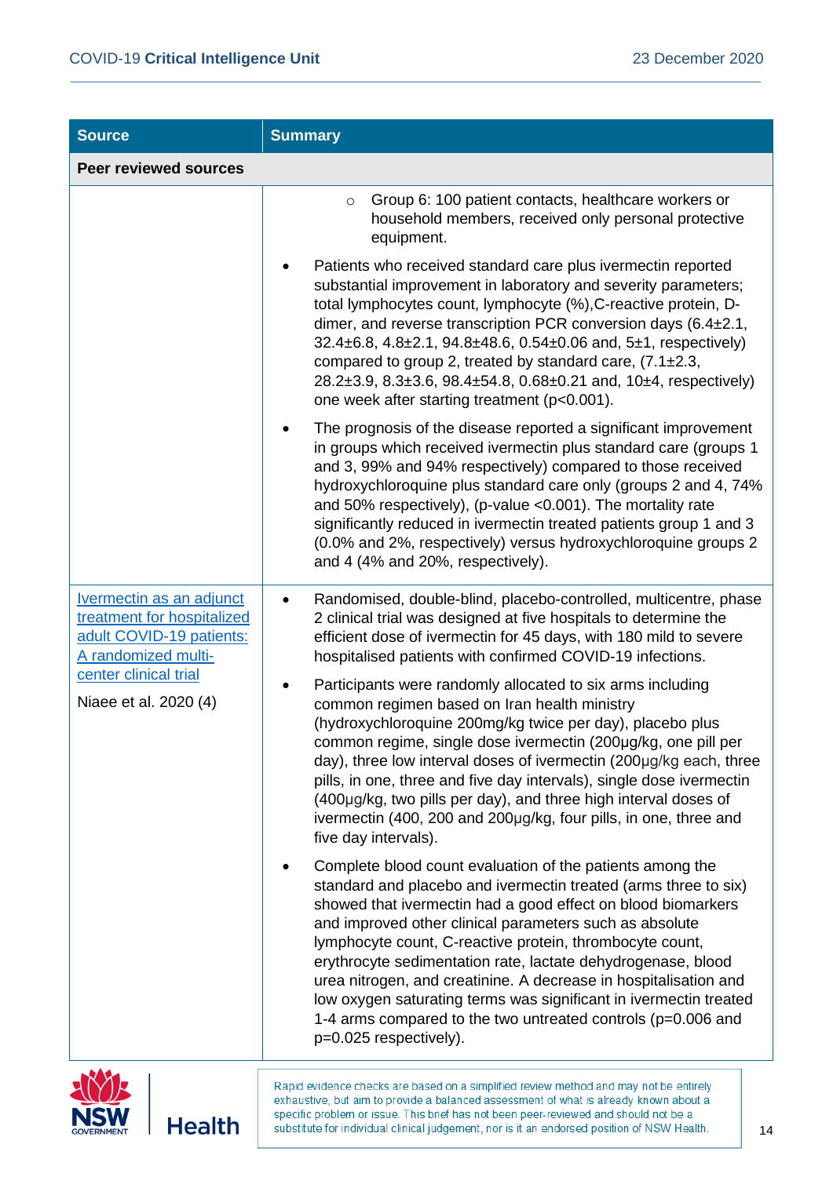| Source | Summary |
|---|---|
| **Peer reviewed sources** | |
| | ○ Group 6: 100 patient contacts, healthcare workers or household members, received only personal protective equipment.<br><br>• Patients who received standard care plus ivermectin reported substantial improvement in laboratory and severity parameters; total lymphocytes count, lymphocyte (%),C-reactive protein, D-dimer, and reverse transcription PCR conversion days (6.4±2.1, 32.4±6.8, 4.8±2.1, 94.8±48.6, 0.54±0.06 and, 5±1, respectively) compared to group 2, treated by standard care, (7.1±2.3, 28.2±3.9, 8.3±3.6, 98.4±54.8, 0.68±0.21 and, 10±4, respectively) one week after starting treatment ($p<0.001$).<br><br>• The prognosis of the disease reported a significant improvement in groups which received ivermectin plus standard care (groups 1 and 3, 99% and 94% respectively) compared to those received hydroxychloroquine plus standard care only (groups 2 and 4, 74% and 50% respectively), (p-value <0.001). The mortality rate significantly reduced in ivermectin treated patients group 1 and 3 (0.0% and 2%, respectively) versus hydroxychloroquine groups 2 and 4 (4% and 20%, respectively). |
| Ivermectin as an adjunct treatment for hospitalized adult COVID-19 patients: A randomized multi-center clinical trial<br><br>Niaee et al. 2020 (4) | • Randomised, double-blind, placebo-controlled, multicentre, phase 2 clinical trial was designed at five hospitals to determine the efficient dose of ivermectin for 45 days, with 180 mild to severe hospitalised patients with confirmed COVID-19 infections.<br><br>• Participants were randomly allocated to six arms including common regimen based on Iran health ministry (hydroxychloroquine 200mg/kg twice per day), placebo plus common regime, single dose ivermectin (200µg/kg, one pill per day), three low interval doses of ivermectin (200µg/kg each, three pills, in one, three and five day intervals), single dose ivermectin (400µg/kg, two pills per day), and three high interval doses of ivermectin (400, 200 and 200µg/kg, four pills, in one, three and five day intervals).<br><br>• Complete blood count evaluation of the patients among the standard and placebo and ivermectin treated (arms three to six) showed that ivermectin had a good effect on blood biomarkers and improved other clinical parameters such as absolute lymphocyte count, C-reactive protein, thrombocyte count, erythrocyte sedimentation rate, lactate dehydrogenase, blood urea nitrogen, and creatinine. A decrease in hospitalisation and low oxygen saturating terms was significant in ivermectin treated 1-4 arms compared to the two untreated controls ($p=0.006$ and $p=0.025$ respectively). |

Rapid evidence checks are based on a simplified review method and may not be entirely exhaustive, but aim to provide a balanced assessment of what is already known about a specific problem or issue. This brief has not been peer-reviewed and should not be a substitute for individual clinical judgement, nor is it an endorsed position of NSW Health.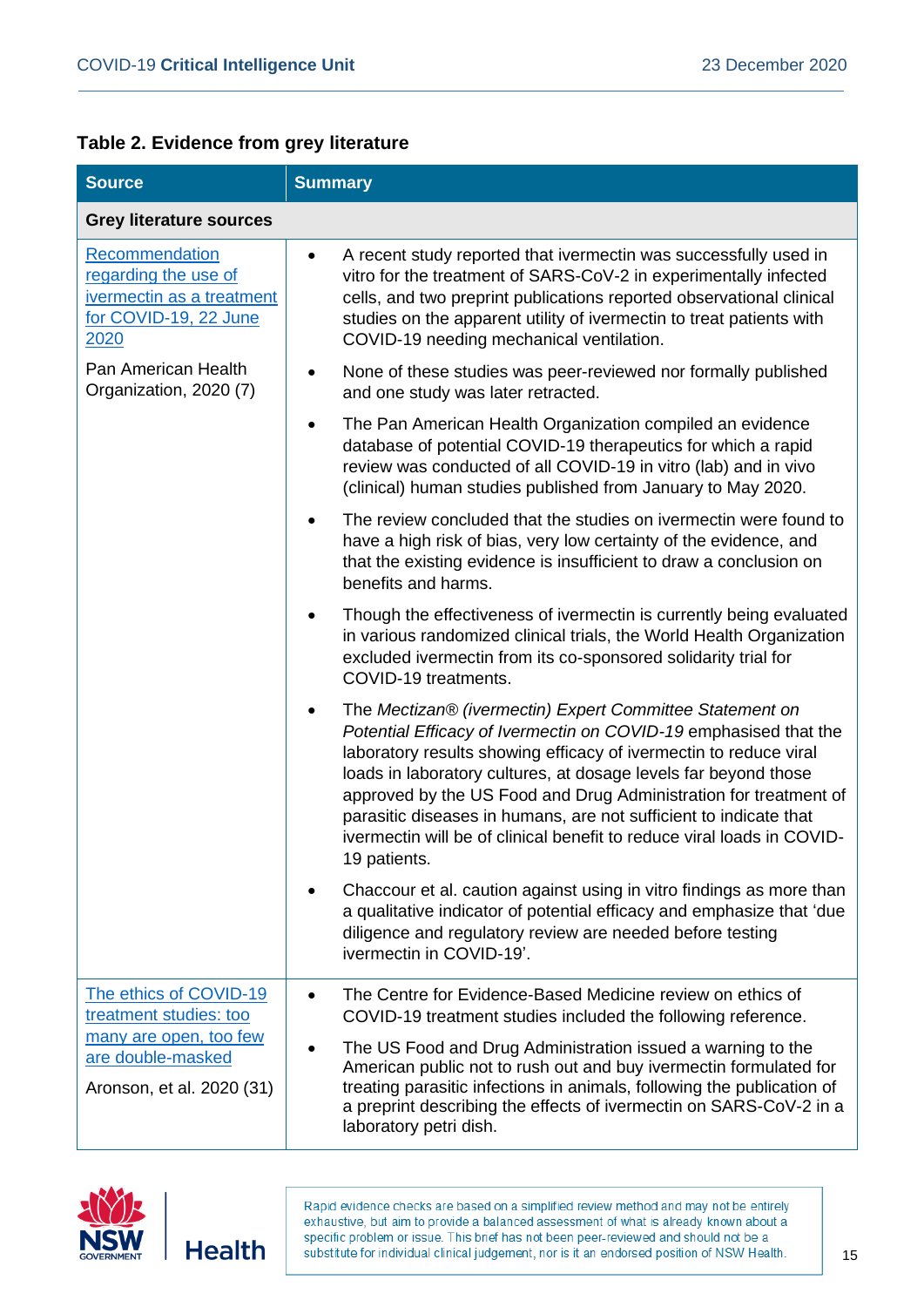**Table 2. Evidence from grey literature**

| Source | Summary |
|---|---|
| **Grey literature sources** | |
| [Recommendation regarding the use of ivermectin as a treatment for COVID-19, 22 June 2020]<br><br>Pan American Health Organization, 2020 (7) | • A recent study reported that ivermectin was successfully used in vitro for the treatment of SARS-CoV-2 in experimentally infected cells, and two preprint publications reported observational clinical studies on the apparent utility of ivermectin to treat patients with COVID-19 needing mechanical ventilation.<br>• None of these studies was peer-reviewed nor formally published and one study was later retracted.<br>• The Pan American Health Organization compiled an evidence database of potential COVID-19 therapeutics for which a rapid review was conducted of all COVID-19 in vitro (lab) and in vivo (clinical) human studies published from January to May 2020.<br>• The review concluded that the studies on ivermectin were found to have a high risk of bias, very low certainty of the evidence, and that the existing evidence is insufficient to draw a conclusion on benefits and harms.<br>• Though the effectiveness of ivermectin is currently being evaluated in various randomized clinical trials, the World Health Organization excluded ivermectin from its co-sponsored solidarity trial for COVID-19 treatments.<br>• The *Mectizan® (ivermectin) Expert Committee Statement on Potential Efficacy of Ivermectin on COVID-19* emphasised that the laboratory results showing efficacy of ivermectin to reduce viral loads in laboratory cultures, at dosage levels far beyond those approved by the US Food and Drug Administration for treatment of parasitic diseases in humans, are not sufficient to indicate that ivermectin will be of clinical benefit to reduce viral loads in COVID-19 patients.<br>• Chaccour et al. caution against using in vitro findings as more than a qualitative indicator of potential efficacy and emphasize that 'due diligence and regulatory review are needed before testing ivermectin in COVID-19'. |
| [The ethics of COVID-19 treatment studies: too many are open, too few are double-masked]<br><br>Aronson, et al. 2020 (31) | • The Centre for Evidence-Based Medicine review on ethics of COVID-19 treatment studies included the following reference.<br>• The US Food and Drug Administration issued a warning to the American public not to rush out and buy ivermectin formulated for treating parasitic infections in animals, following the publication of a preprint describing the effects of ivermectin on SARS-CoV-2 in a laboratory petri dish. |

Rapid evidence checks are based on a simplified review method and may not be entirely exhaustive, but aim to provide a balanced assessment of what is already known about a specific problem or issue. This brief has not been peer-reviewed and should not be a substitute for individual clinical judgement, nor is it an endorsed position of NSW Health.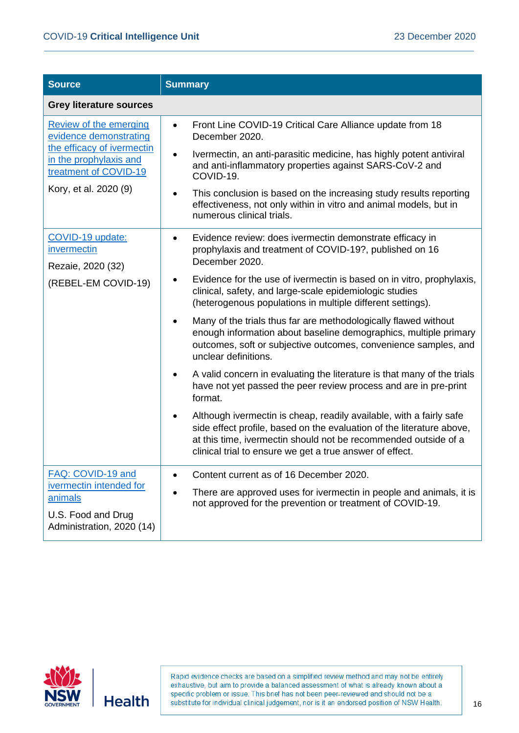| Source | Summary |
| --- | --- |
| **Grey literature sources** | |
| [Review of the emerging evidence demonstrating the efficacy of ivermectin in the prophylaxis and treatment of COVID-19](#)<br><br>Kory, et al. 2020 (9) | • Front Line COVID-19 Critical Care Alliance update from 18 December 2020.<br>• Ivermectin, an anti-parasitic medicine, has highly potent antiviral and anti-inflammatory properties against SARS-CoV-2 and COVID-19.<br>• This conclusion is based on the increasing study results reporting effectiveness, not only within in vitro and animal models, but in numerous clinical trials. |
| [COVID-19 update: invermectin](#)<br><br>Rezaie, 2020 (32)<br><br>(REBEL-EM COVID-19) | • Evidence review: does ivermectin demonstrate efficacy in prophylaxis and treatment of COVID-19?, published on 16 December 2020.<br>• Evidence for the use of ivermectin is based on in vitro, prophylaxis, clinical, safety, and large-scale epidemiologic studies (heterogenous populations in multiple different settings).<br>• Many of the trials thus far are methodologically flawed without enough information about baseline demographics, multiple primary outcomes, soft or subjective outcomes, convenience samples, and unclear definitions.<br>• A valid concern in evaluating the literature is that many of the trials have not yet passed the peer review process and are in pre-print format.<br>• Although ivermectin is cheap, readily available, with a fairly safe side effect profile, based on the evaluation of the literature above, at this time, ivermectin should not be recommended outside of a clinical trial to ensure we get a true answer of effect. |
| [FAQ: COVID-19 and ivermectin intended for animals](#)<br><br>U.S. Food and Drug Administration, 2020 (14) | • Content current as of 16 December 2020.<br>• There are approved uses for ivermectin in people and animals, it is not approved for the prevention or treatment of COVID-19. |

Rapid evidence checks are based on a simplified review method and may not be entirely exhaustive, but aim to provide a balanced assessment of what is already known about a specific problem or issue. This brief has not been peer-reviewed and should not be a substitute for individual clinical judgement, nor is it an endorsed position of NSW Health.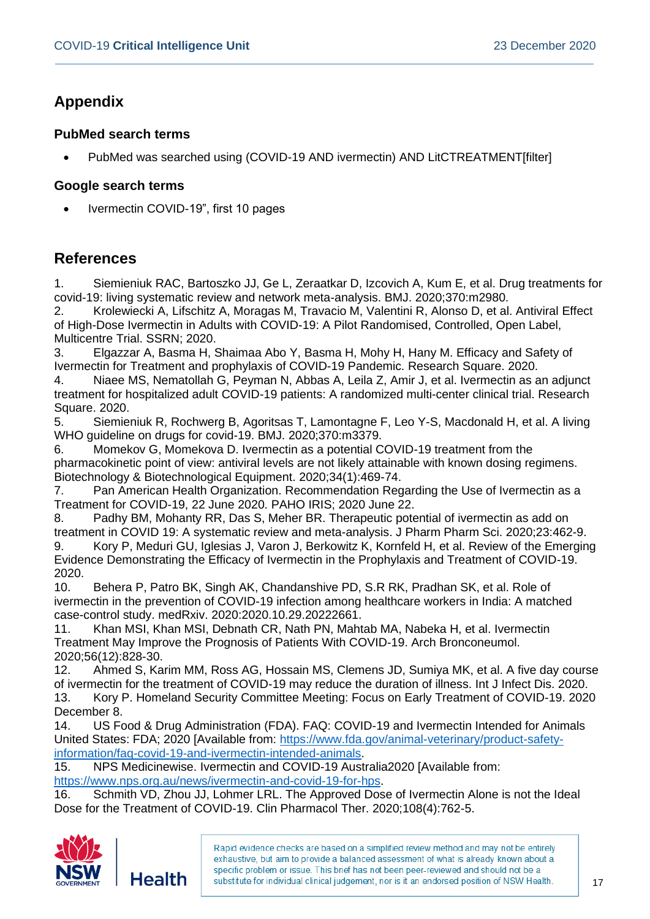## Appendix

### PubMed search terms

- PubMed was searched using (COVID-19 AND ivermectin) AND LitCTREATMENT[filter]

### Google search terms

- Ivermectin COVID-19", first 10 pages

## References

1. Siemieniuk RAC, Bartoszko JJ, Ge L, Zeraatkar D, Izcovich A, Kum E, et al. Drug treatments for covid-19: living systematic review and network meta-analysis. BMJ. 2020;370:m2980.
2. Krolewiecki A, Lifschitz A, Moragas M, Travacio M, Valentini R, Alonso D, et al. Antiviral Effect of High-Dose Ivermectin in Adults with COVID-19: A Pilot Randomised, Controlled, Open Label, Multicentre Trial. SSRN; 2020.
3. Elgazzar A, Basma H, Shaimaa Abo Y, Basma H, Mohy H, Hany M. Efficacy and Safety of Ivermectin for Treatment and prophylaxis of COVID-19 Pandemic. Research Square. 2020.
4. Niaee MS, Nematollah G, Peyman N, Abbas A, Leila Z, Amir J, et al. Ivermectin as an adjunct treatment for hospitalized adult COVID-19 patients: A randomized multi-center clinical trial. Research Square. 2020.
5. Siemieniuk R, Rochwerg B, Agoritsas T, Lamontagne F, Leo Y-S, Macdonald H, et al. A living WHO guideline on drugs for covid-19. BMJ. 2020;370:m3379.
6. Momekov G, Momekova D. Ivermectin as a potential COVID-19 treatment from the pharmacokinetic point of view: antiviral levels are not likely attainable with known dosing regimens. Biotechnology & Biotechnological Equipment. 2020;34(1):469-74.
7. Pan American Health Organization. Recommendation Regarding the Use of Ivermectin as a Treatment for COVID-19, 22 June 2020. PAHO IRIS; 2020 June 22.
8. Padhy BM, Mohanty RR, Das S, Meher BR. Therapeutic potential of ivermectin as add on treatment in COVID 19: A systematic review and meta-analysis. J Pharm Pharm Sci. 2020;23:462-9.
9. Kory P, Meduri GU, Iglesias J, Varon J, Berkowitz K, Kornfeld H, et al. Review of the Emerging Evidence Demonstrating the Efficacy of Ivermectin in the Prophylaxis and Treatment of COVID-19. 2020.
10. Behera P, Patro BK, Singh AK, Chandanshive PD, S.R RK, Pradhan SK, et al. Role of ivermectin in the prevention of COVID-19 infection among healthcare workers in India: A matched case-control study. medRxiv. 2020:2020.10.29.20222661.
11. Khan MSI, Khan MSI, Debnath CR, Nath PN, Mahtab MA, Nabeka H, et al. Ivermectin Treatment May Improve the Prognosis of Patients With COVID-19. Arch Bronconeumol. 2020;56(12):828-30.
12. Ahmed S, Karim MM, Ross AG, Hossain MS, Clemens JD, Sumiya MK, et al. A five day course of ivermectin for the treatment of COVID-19 may reduce the duration of illness. Int J Infect Dis. 2020.
13. Kory P. Homeland Security Committee Meeting: Focus on Early Treatment of COVID-19. 2020 December 8.
14. US Food & Drug Administration (FDA). FAQ: COVID-19 and Ivermectin Intended for Animals United States: FDA; 2020 [Available from: https://www.fda.gov/animal-veterinary/product-safety-information/faq-covid-19-and-ivermectin-intended-animals.
15. NPS Medicinewise. Ivermectin and COVID-19 Australia2020 [Available from: https://www.nps.org.au/news/ivermectin-and-covid-19-for-hps.
16. Schmith VD, Zhou JJ, Lohmer LRL. The Approved Dose of Ivermectin Alone is not the Ideal Dose for the Treatment of COVID-19. Clin Pharmacol Ther. 2020;108(4):762-5.

Rapid evidence checks are based on a simplified review method and may not be entirely exhaustive, but aim to provide a balanced assessment of what is already known about a specific problem or issue. This brief has not been peer-reviewed and should not be a substitute for individual clinical judgement, nor is it an endorsed position of NSW Health.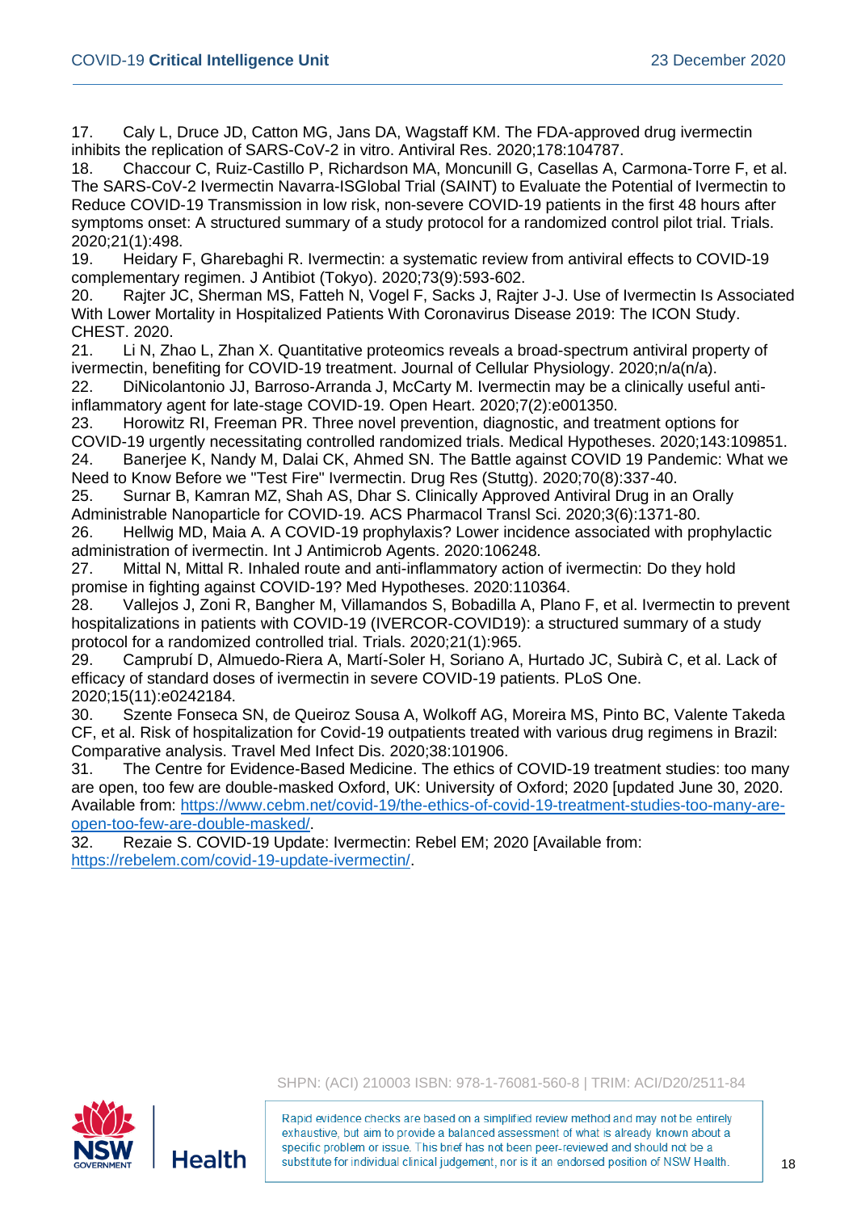17. Caly L, Druce JD, Catton MG, Jans DA, Wagstaff KM. The FDA-approved drug ivermectin inhibits the replication of SARS-CoV-2 in vitro. Antiviral Res. 2020;178:104787.
18. Chaccour C, Ruiz-Castillo P, Richardson MA, Moncunill G, Casellas A, Carmona-Torre F, et al. The SARS-CoV-2 Ivermectin Navarra-ISGlobal Trial (SAINT) to Evaluate the Potential of Ivermectin to Reduce COVID-19 Transmission in low risk, non-severe COVID-19 patients in the first 48 hours after symptoms onset: A structured summary of a study protocol for a randomized control pilot trial. Trials. 2020;21(1):498.
19. Heidary F, Gharebaghi R. Ivermectin: a systematic review from antiviral effects to COVID-19 complementary regimen. J Antibiot (Tokyo). 2020;73(9):593-602.
20. Rajter JC, Sherman MS, Fatteh N, Vogel F, Sacks J, Rajter J-J. Use of Ivermectin Is Associated With Lower Mortality in Hospitalized Patients With Coronavirus Disease 2019: The ICON Study. CHEST. 2020.
21. Li N, Zhao L, Zhan X. Quantitative proteomics reveals a broad-spectrum antiviral property of ivermectin, benefiting for COVID-19 treatment. Journal of Cellular Physiology. 2020;n/a(n/a).
22. DiNicolantonio JJ, Barroso-Arranda J, McCarty M. Ivermectin may be a clinically useful anti-inflammatory agent for late-stage COVID-19. Open Heart. 2020;7(2):e001350.
23. Horowitz RI, Freeman PR. Three novel prevention, diagnostic, and treatment options for COVID-19 urgently necessitating controlled randomized trials. Medical Hypotheses. 2020;143:109851.
24. Banerjee K, Nandy M, Dalai CK, Ahmed SN. The Battle against COVID 19 Pandemic: What we Need to Know Before we "Test Fire" Ivermectin. Drug Res (Stuttg). 2020;70(8):337-40.
25. Surnar B, Kamran MZ, Shah AS, Dhar S. Clinically Approved Antiviral Drug in an Orally Administrable Nanoparticle for COVID-19. ACS Pharmacol Transl Sci. 2020;3(6):1371-80.
26. Hellwig MD, Maia A. A COVID-19 prophylaxis? Lower incidence associated with prophylactic administration of ivermectin. Int J Antimicrob Agents. 2020:106248.
27. Mittal N, Mittal R. Inhaled route and anti-inflammatory action of ivermectin: Do they hold promise in fighting against COVID-19? Med Hypotheses. 2020:110364.
28. Vallejos J, Zoni R, Bangher M, Villamandos S, Bobadilla A, Plano F, et al. Ivermectin to prevent hospitalizations in patients with COVID-19 (IVERCOR-COVID19): a structured summary of a study protocol for a randomized controlled trial. Trials. 2020;21(1):965.
29. Camprubí D, Almuedo-Riera A, Martí-Soler H, Soriano A, Hurtado JC, Subirà C, et al. Lack of efficacy of standard doses of ivermectin in severe COVID-19 patients. PLoS One. 2020;15(11):e0242184.
30. Szente Fonseca SN, de Queiroz Sousa A, Wolkoff AG, Moreira MS, Pinto BC, Valente Takeda CF, et al. Risk of hospitalization for Covid-19 outpatients treated with various drug regimens in Brazil: Comparative analysis. Travel Med Infect Dis. 2020;38:101906.
31. The Centre for Evidence-Based Medicine. The ethics of COVID-19 treatment studies: too many are open, too few are double-masked Oxford, UK: University of Oxford; 2020 [updated June 30, 2020. Available from: https://www.cebm.net/covid-19/the-ethics-of-covid-19-treatment-studies-too-many-are-open-too-few-are-double-masked/.
32. Rezaie S. COVID-19 Update: Ivermectin: Rebel EM; 2020 [Available from: https://rebelem.com/covid-19-update-ivermectin/.

SHPN: (ACI) 210003 ISBN: 978-1-76081-560-8 | TRIM: ACI/D20/2511-84

Rapid evidence checks are based on a simplified review method and may not be entirely exhaustive, but aim to provide a balanced assessment of what is already known about a specific problem or issue. This brief has not been peer-reviewed and should not be a substitute for individual clinical judgement, nor is it an endorsed position of NSW Health.